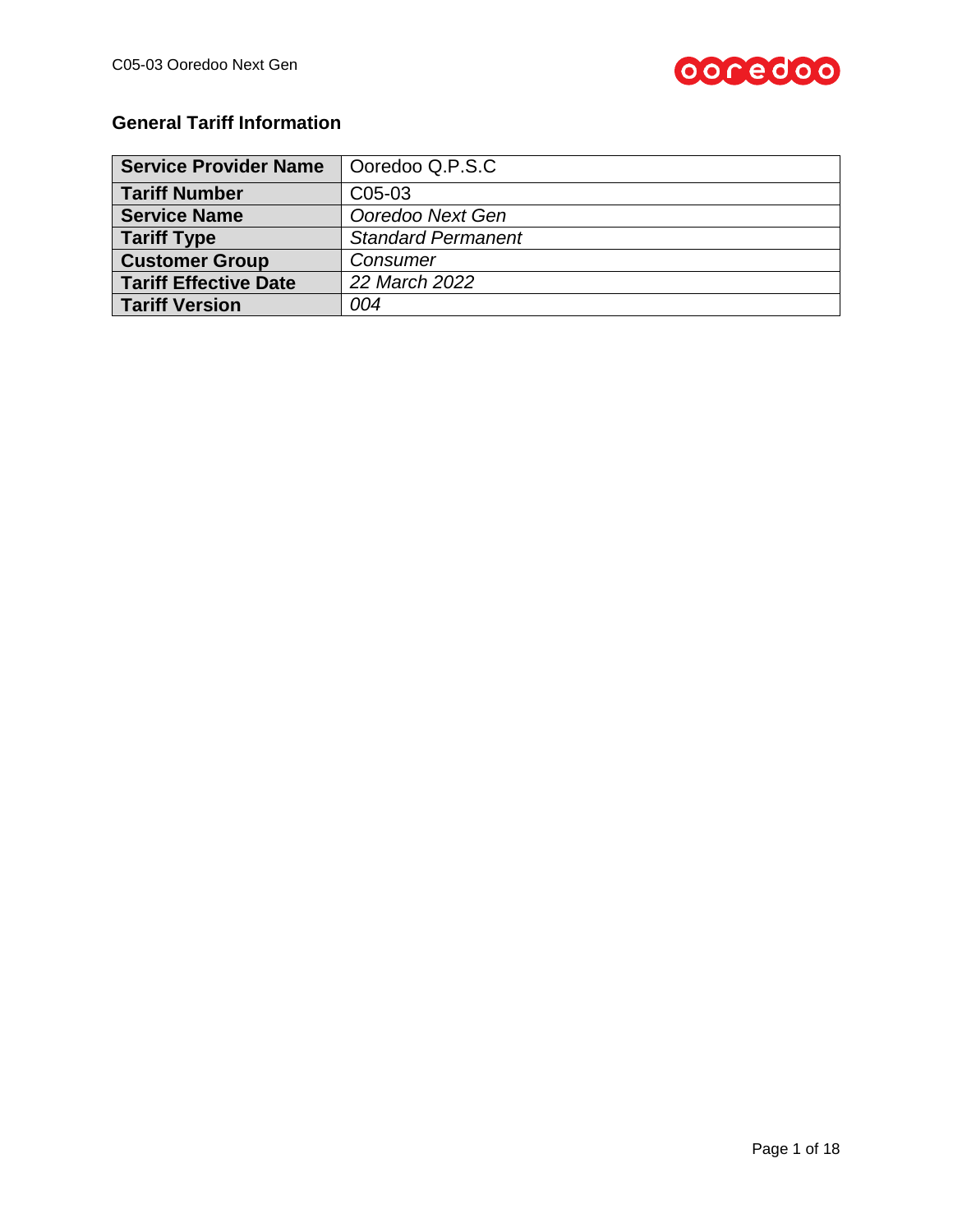## General Tariff Information

| Service Provider Name | Ooredoo Q.P.S.C |
|---|---|
| **Tariff Number** | C05-03 |
| **Service Name** | *Ooredoo Next Gen* |
| **Tariff Type** | *Standard Permanent* |
| **Customer Group** | *Consumer* |
| **Tariff Effective Date** | *22 March 2022* |
| **Tariff Version** | *004* |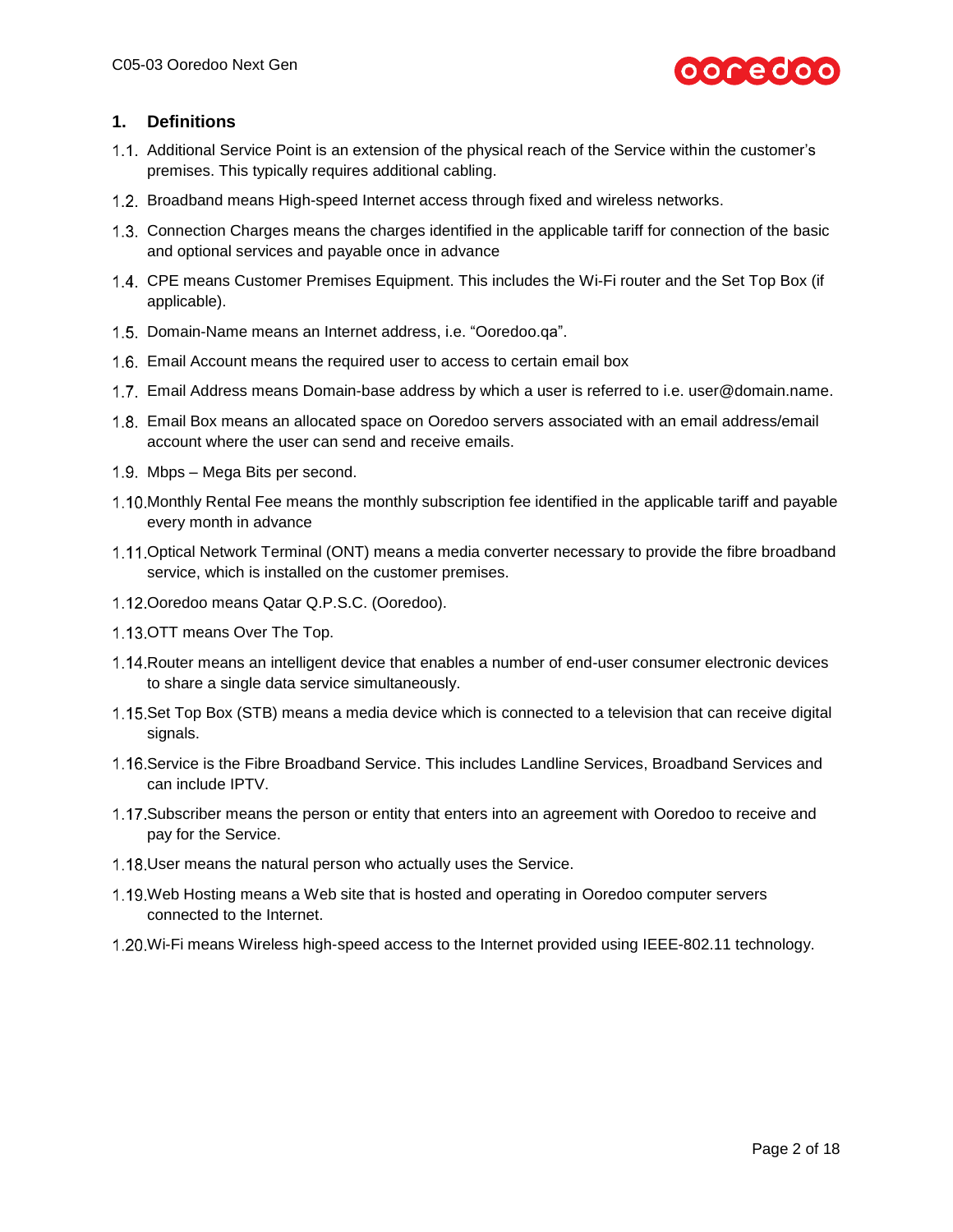## 1. Definitions

1.1. Additional Service Point is an extension of the physical reach of the Service within the customer's premises. This typically requires additional cabling.

1.2. Broadband means High-speed Internet access through fixed and wireless networks.

1.3. Connection Charges means the charges identified in the applicable tariff for connection of the basic and optional services and payable once in advance

1.4. CPE means Customer Premises Equipment. This includes the Wi-Fi router and the Set Top Box (if applicable).

1.5. Domain-Name means an Internet address, i.e. "Ooredoo.qa".

1.6. Email Account means the required user to access to certain email box

1.7. Email Address means Domain-base address by which a user is referred to i.e. user@domain.name.

1.8. Email Box means an allocated space on Ooredoo servers associated with an email address/email account where the user can send and receive emails.

1.9. Mbps – Mega Bits per second.

1.10. Monthly Rental Fee means the monthly subscription fee identified in the applicable tariff and payable every month in advance

1.11. Optical Network Terminal (ONT) means a media converter necessary to provide the fibre broadband service, which is installed on the customer premises.

1.12. Ooredoo means Qatar Q.P.S.C. (Ooredoo).

1.13. OTT means Over The Top.

1.14. Router means an intelligent device that enables a number of end-user consumer electronic devices to share a single data service simultaneously.

1.15. Set Top Box (STB) means a media device which is connected to a television that can receive digital signals.

1.16. Service is the Fibre Broadband Service. This includes Landline Services, Broadband Services and can include IPTV.

1.17. Subscriber means the person or entity that enters into an agreement with Ooredoo to receive and pay for the Service.

1.18. User means the natural person who actually uses the Service.

1.19. Web Hosting means a Web site that is hosted and operating in Ooredoo computer servers connected to the Internet.

1.20. Wi-Fi means Wireless high-speed access to the Internet provided using IEEE-802.11 technology.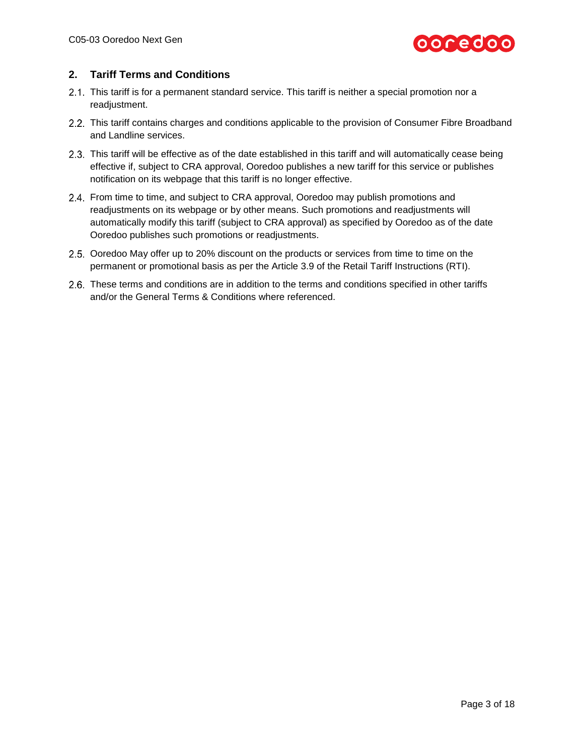## 2. Tariff Terms and Conditions

2.1. This tariff is for a permanent standard service. This tariff is neither a special promotion nor a readjustment.

2.2. This tariff contains charges and conditions applicable to the provision of Consumer Fibre Broadband and Landline services.

2.3. This tariff will be effective as of the date established in this tariff and will automatically cease being effective if, subject to CRA approval, Ooredoo publishes a new tariff for this service or publishes notification on its webpage that this tariff is no longer effective.

2.4. From time to time, and subject to CRA approval, Ooredoo may publish promotions and readjustments on its webpage or by other means. Such promotions and readjustments will automatically modify this tariff (subject to CRA approval) as specified by Ooredoo as of the date Ooredoo publishes such promotions or readjustments.

2.5. Ooredoo May offer up to 20% discount on the products or services from time to time on the permanent or promotional basis as per the Article 3.9 of the Retail Tariff Instructions (RTI).

2.6. These terms and conditions are in addition to the terms and conditions specified in other tariffs and/or the General Terms & Conditions where referenced.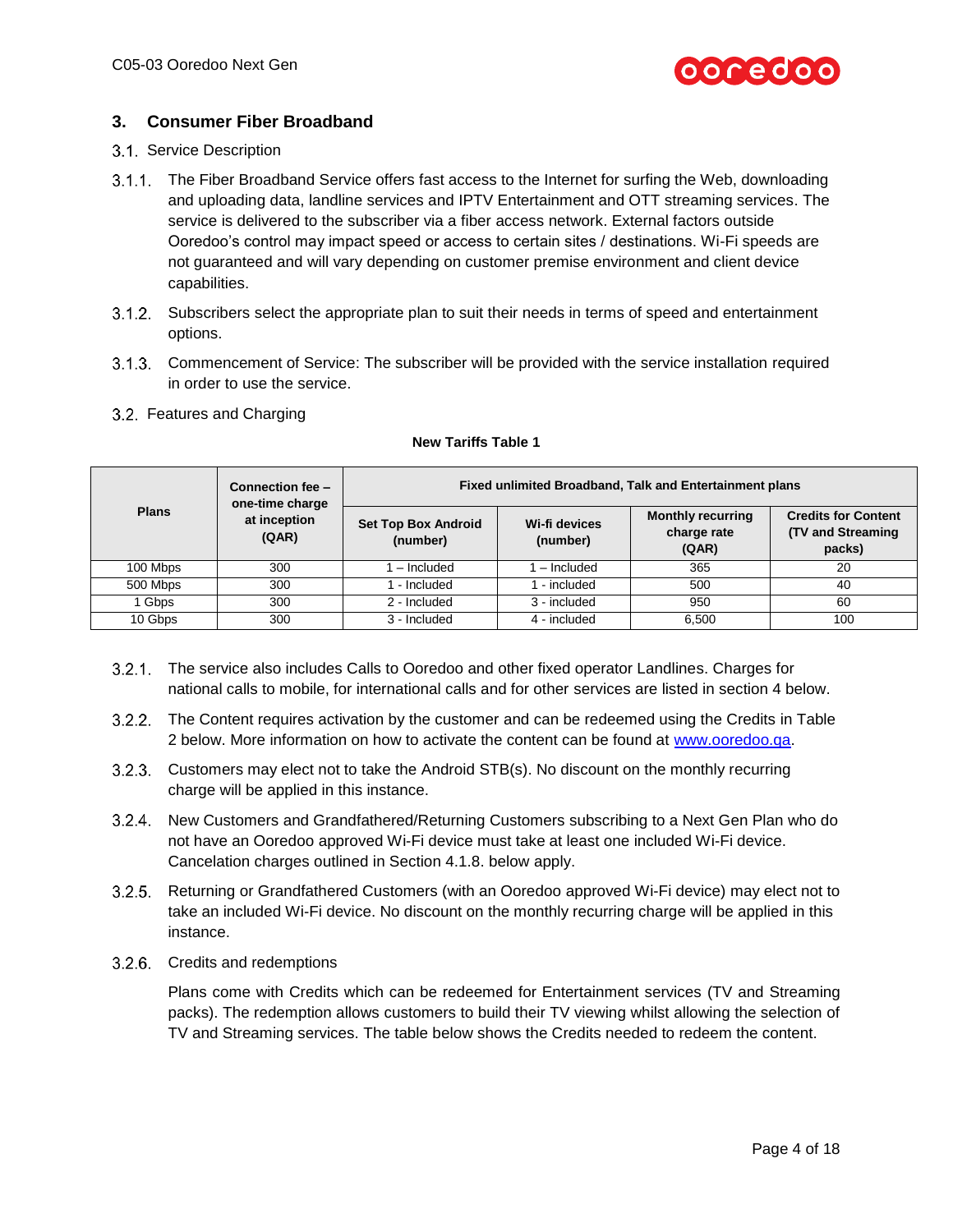## 3. Consumer Fiber Broadband

3.1. Service Description

3.1.1. The Fiber Broadband Service offers fast access to the Internet for surfing the Web, downloading and uploading data, landline services and IPTV Entertainment and OTT streaming services. The service is delivered to the subscriber via a fiber access network. External factors outside Ooredoo's control may impact speed or access to certain sites / destinations. Wi-Fi speeds are not guaranteed and will vary depending on customer premise environment and client device capabilities.

3.1.2. Subscribers select the appropriate plan to suit their needs in terms of speed and entertainment options.

3.1.3. Commencement of Service: The subscriber will be provided with the service installation required in order to use the service.

3.2. Features and Charging

**New Tariffs Table 1**

| Plans | Connection fee – one-time charge at inception (QAR) | Fixed unlimited Broadband, Talk and Entertainment plans | | | |
|---|---|---|---|---|---|
| | | Set Top Box Android (number) | Wi-fi devices (number) | Monthly recurring charge rate (QAR) | Credits for Content (TV and Streaming packs) |
| 100 Mbps | 300 | 1 – Included | 1 – Included | 365 | 20 |
| 500 Mbps | 300 | 1 - Included | 1 - included | 500 | 40 |
| 1 Gbps | 300 | 2 - Included | 3 - included | 950 | 60 |
| 10 Gbps | 300 | 3 - Included | 4 - included | 6,500 | 100 |

3.2.1. The service also includes Calls to Ooredoo and other fixed operator Landlines. Charges for national calls to mobile, for international calls and for other services are listed in section 4 below.

3.2.2. The Content requires activation by the customer and can be redeemed using the Credits in Table 2 below. More information on how to activate the content can be found at [www.ooredoo.qa](http://www.ooredoo.qa).

3.2.3. Customers may elect not to take the Android STB(s). No discount on the monthly recurring charge will be applied in this instance.

3.2.4. New Customers and Grandfathered/Returning Customers subscribing to a Next Gen Plan who do not have an Ooredoo approved Wi-Fi device must take at least one included Wi-Fi device. Cancelation charges outlined in Section 4.1.8. below apply.

3.2.5. Returning or Grandfathered Customers (with an Ooredoo approved Wi-Fi device) may elect not to take an included Wi-Fi device. No discount on the monthly recurring charge will be applied in this instance.

3.2.6. Credits and redemptions

Plans come with Credits which can be redeemed for Entertainment services (TV and Streaming packs). The redemption allows customers to build their TV viewing whilst allowing the selection of TV and Streaming services. The table below shows the Credits needed to redeem the content.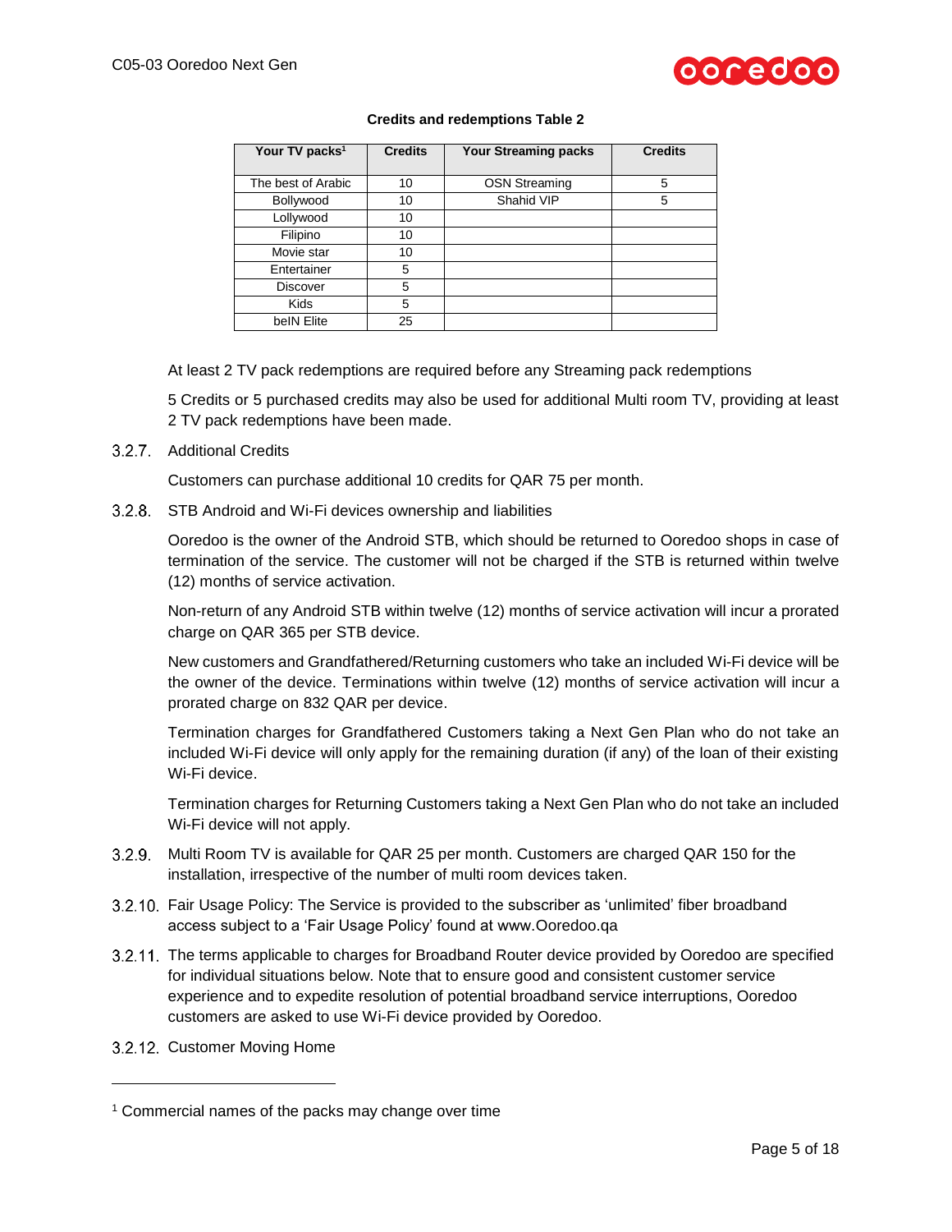**Credits and redemptions Table 2**

| Your TV packs[1] | Credits | Your Streaming packs | Credits |
|---|---|---|---|
| The best of Arabic | 10 | OSN Streaming | 5 |
| Bollywood | 10 | Shahid VIP | 5 |
| Lollywood | 10 | | |
| Filipino | 10 | | |
| Movie star | 10 | | |
| Entertainer | 5 | | |
| Discover | 5 | | |
| Kids | 5 | | |
| beIN Elite | 25 | | |

At least 2 TV pack redemptions are required before any Streaming pack redemptions

5 Credits or 5 purchased credits may also be used for additional Multi room TV, providing at least 2 TV pack redemptions have been made.

3.2.7. Additional Credits

Customers can purchase additional 10 credits for QAR 75 per month.

3.2.8. STB Android and Wi-Fi devices ownership and liabilities

Ooredoo is the owner of the Android STB, which should be returned to Ooredoo shops in case of termination of the service. The customer will not be charged if the STB is returned within twelve (12) months of service activation.

Non-return of any Android STB within twelve (12) months of service activation will incur a prorated charge on QAR 365 per STB device.

New customers and Grandfathered/Returning customers who take an included Wi-Fi device will be the owner of the device. Terminations within twelve (12) months of service activation will incur a prorated charge on 832 QAR per device.

Termination charges for Grandfathered Customers taking a Next Gen Plan who do not take an included Wi-Fi device will only apply for the remaining duration (if any) of the loan of their existing Wi-Fi device.

Termination charges for Returning Customers taking a Next Gen Plan who do not take an included Wi-Fi device will not apply.

3.2.9. Multi Room TV is available for QAR 25 per month. Customers are charged QAR 150 for the installation, irrespective of the number of multi room devices taken.

3.2.10. Fair Usage Policy: The Service is provided to the subscriber as 'unlimited' fiber broadband access subject to a 'Fair Usage Policy' found at www.Ooredoo.qa

3.2.11. The terms applicable to charges for Broadband Router device provided by Ooredoo are specified for individual situations below. Note that to ensure good and consistent customer service experience and to expedite resolution of potential broadband service interruptions, Ooredoo customers are asked to use Wi-Fi device provided by Ooredoo.

3.2.12. Customer Moving Home

---

[1] Commercial names of the packs may change over time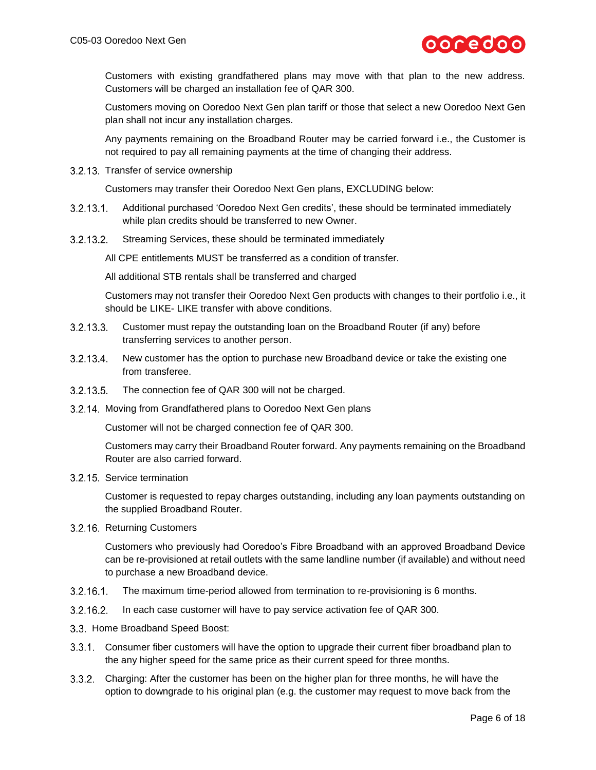Customers with existing grandfathered plans may move with that plan to the new address. Customers will be charged an installation fee of QAR 300.

Customers moving on Ooredoo Next Gen plan tariff or those that select a new Ooredoo Next Gen plan shall not incur any installation charges.

Any payments remaining on the Broadband Router may be carried forward i.e., the Customer is not required to pay all remaining payments at the time of changing their address.

3.2.13. Transfer of service ownership

Customers may transfer their Ooredoo Next Gen plans, EXCLUDING below:

3.2.13.1. Additional purchased 'Ooredoo Next Gen credits', these should be terminated immediately while plan credits should be transferred to new Owner.

3.2.13.2. Streaming Services, these should be terminated immediately

All CPE entitlements MUST be transferred as a condition of transfer.

All additional STB rentals shall be transferred and charged

Customers may not transfer their Ooredoo Next Gen products with changes to their portfolio i.e., it should be LIKE- LIKE transfer with above conditions.

3.2.13.3. Customer must repay the outstanding loan on the Broadband Router (if any) before transferring services to another person.

3.2.13.4. New customer has the option to purchase new Broadband device or take the existing one from transferee.

3.2.13.5. The connection fee of QAR 300 will not be charged.

3.2.14. Moving from Grandfathered plans to Ooredoo Next Gen plans

Customer will not be charged connection fee of QAR 300.

Customers may carry their Broadband Router forward. Any payments remaining on the Broadband Router are also carried forward.

3.2.15. Service termination

Customer is requested to repay charges outstanding, including any loan payments outstanding on the supplied Broadband Router.

3.2.16. Returning Customers

Customers who previously had Ooredoo's Fibre Broadband with an approved Broadband Device can be re-provisioned at retail outlets with the same landline number (if available) and without need to purchase a new Broadband device.

3.2.16.1. The maximum time-period allowed from termination to re-provisioning is 6 months.

3.2.16.2. In each case customer will have to pay service activation fee of QAR 300.

3.3. Home Broadband Speed Boost:

3.3.1. Consumer fiber customers will have the option to upgrade their current fiber broadband plan to the any higher speed for the same price as their current speed for three months.

3.3.2. Charging: After the customer has been on the higher plan for three months, he will have the option to downgrade to his original plan (e.g. the customer may request to move back from the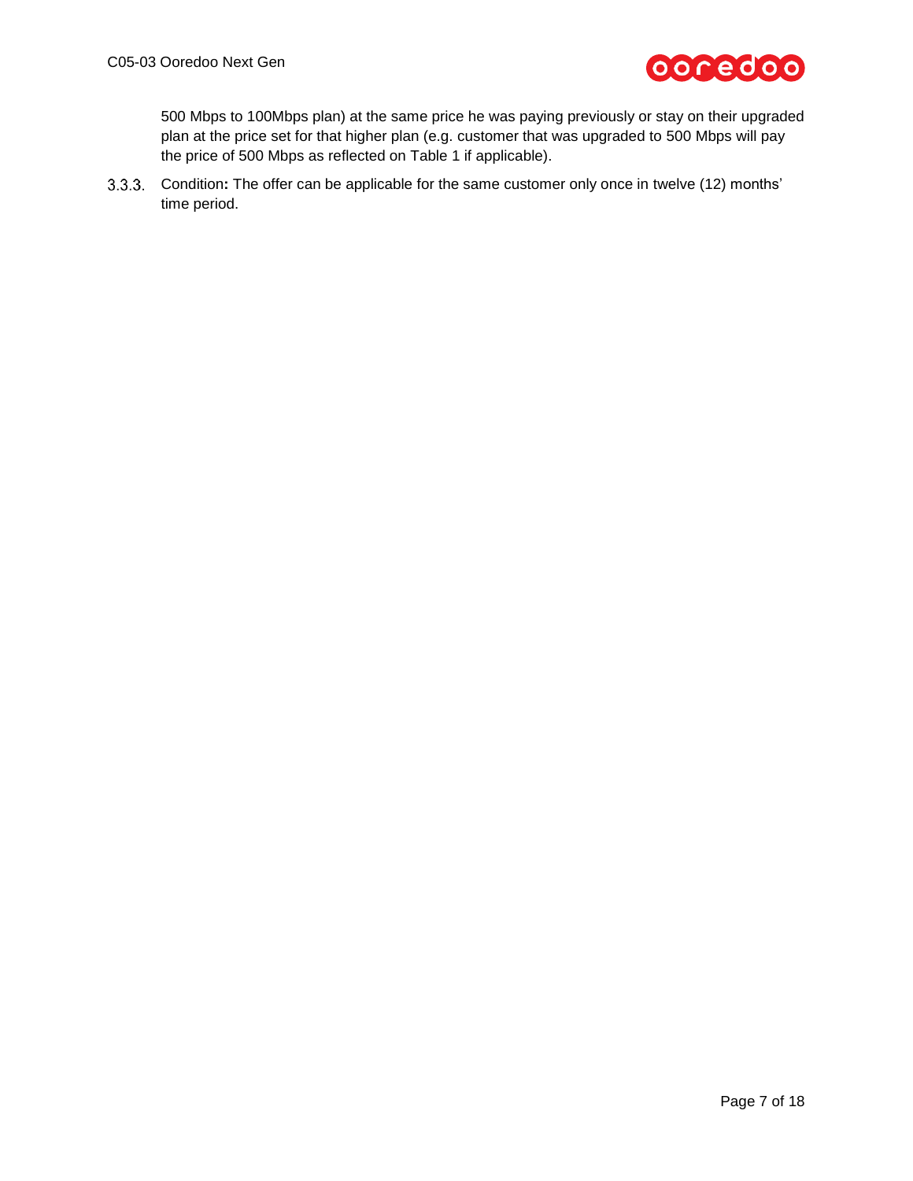500 Mbps to 100Mbps plan) at the same price he was paying previously or stay on their upgraded plan at the price set for that higher plan (e.g. customer that was upgraded to 500 Mbps will pay the price of 500 Mbps as reflected on Table 1 if applicable).

3.3.3. Condition**:** The offer can be applicable for the same customer only once in twelve (12) months' time period.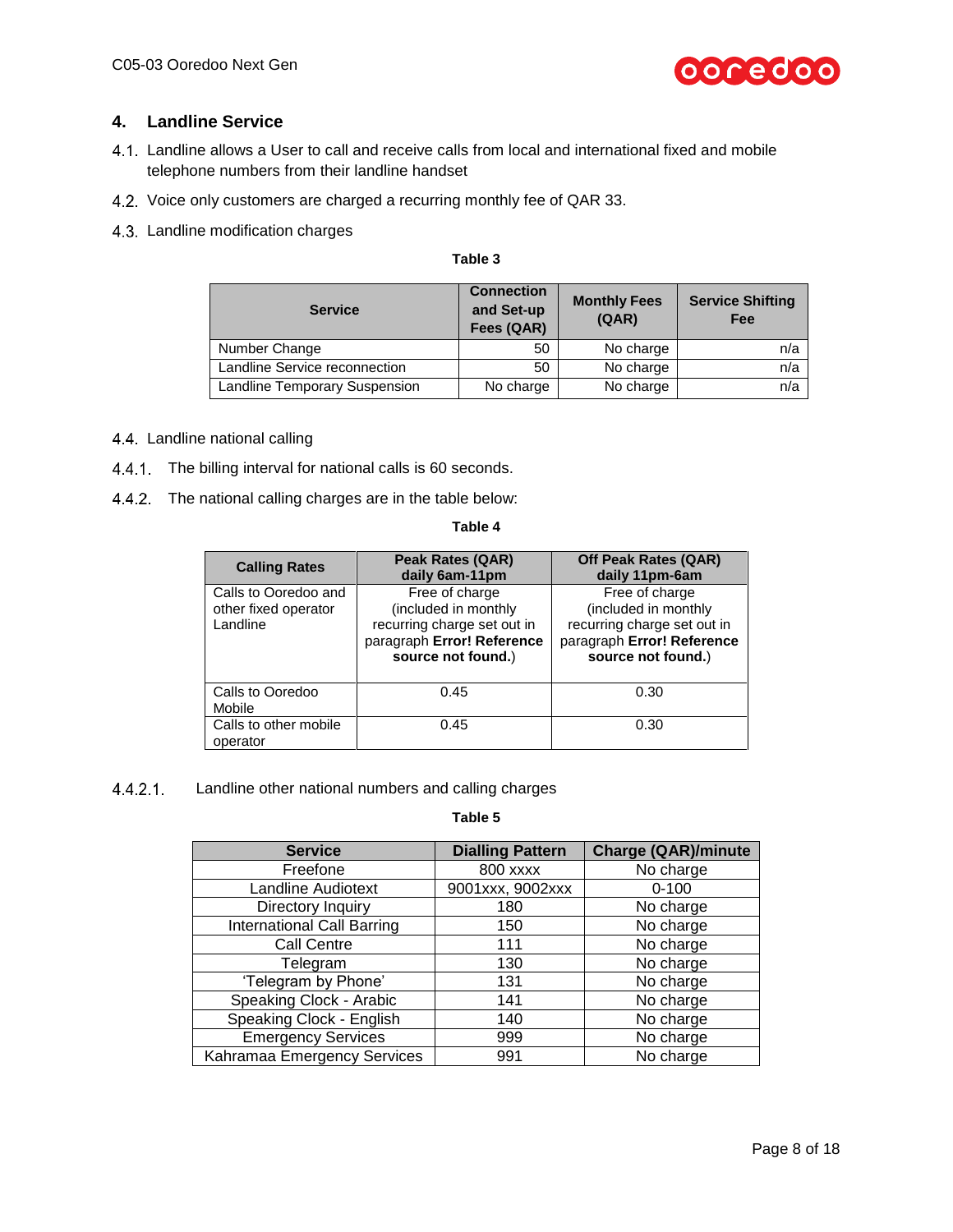## 4. Landline Service

4.1. Landline allows a User to call and receive calls from local and international fixed and mobile telephone numbers from their landline handset

4.2. Voice only customers are charged a recurring monthly fee of QAR 33.

4.3. Landline modification charges

**Table 3**

| Service | Connection and Set-up Fees (QAR) | Monthly Fees (QAR) | Service Shifting Fee |
|---|---|---|---|
| Number Change | 50 | No charge | n/a |
| Landline Service reconnection | 50 | No charge | n/a |
| Landline Temporary Suspension | No charge | No charge | n/a |

4.4. Landline national calling

4.4.1. The billing interval for national calls is 60 seconds.

4.4.2. The national calling charges are in the table below:

**Table 4**

| Calling Rates | Peak Rates (QAR) daily 6am-11pm | Off Peak Rates (QAR) daily 11pm-6am |
|---|---|---|
| Calls to Ooredoo and other fixed operator Landline | Free of charge (included in monthly recurring charge set out in paragraph **Error! Reference source not found.**) | Free of charge (included in monthly recurring charge set out in paragraph **Error! Reference source not found.**) |
| Calls to Ooredoo Mobile | 0.45 | 0.30 |
| Calls to other mobile operator | 0.45 | 0.30 |

4.4.2.1. Landline other national numbers and calling charges

**Table 5**

| Service | Dialling Pattern | Charge (QAR)/minute |
|---|---|---|
| Freefone | 800 xxxx | No charge |
| Landline Audiotext | 9001xxx, 9002xxx | 0-100 |
| Directory Inquiry | 180 | No charge |
| International Call Barring | 150 | No charge |
| Call Centre | 111 | No charge |
| Telegram | 130 | No charge |
| 'Telegram by Phone' | 131 | No charge |
| Speaking Clock - Arabic | 141 | No charge |
| Speaking Clock - English | 140 | No charge |
| Emergency Services | 999 | No charge |
| Kahramaa Emergency Services | 991 | No charge |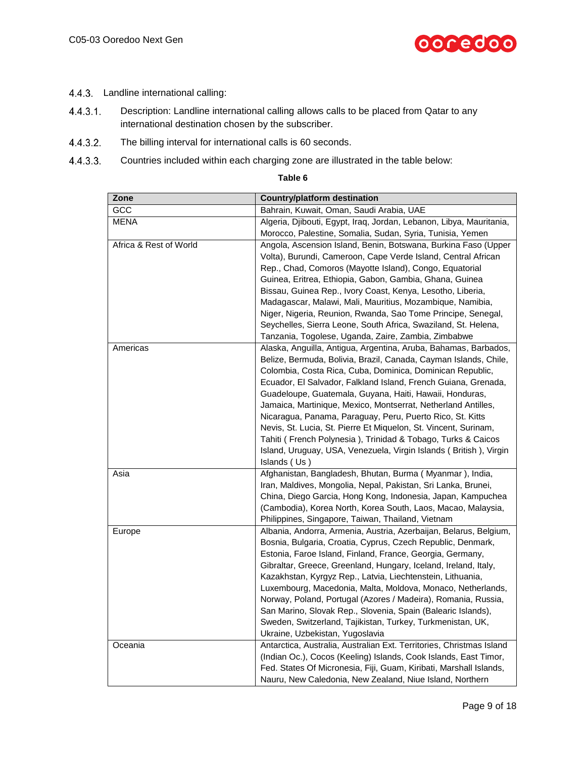4.4.3. Landline international calling:

4.4.3.1. Description: Landline international calling allows calls to be placed from Qatar to any international destination chosen by the subscriber.

4.4.3.2. The billing interval for international calls is 60 seconds.

4.4.3.3. Countries included within each charging zone are illustrated in the table below:

**Table 6**

| Zone | Country/platform destination |
|---|---|
| GCC | Bahrain, Kuwait, Oman, Saudi Arabia, UAE |
| MENA | Algeria, Djibouti, Egypt, Iraq, Jordan, Lebanon, Libya, Mauritania, Morocco, Palestine, Somalia, Sudan, Syria, Tunisia, Yemen |
| Africa & Rest of World | Angola, Ascension Island, Benin, Botswana, Burkina Faso (Upper Volta), Burundi, Cameroon, Cape Verde Island, Central African Rep., Chad, Comoros (Mayotte Island), Congo, Equatorial Guinea, Eritrea, Ethiopia, Gabon, Gambia, Ghana, Guinea Bissau, Guinea Rep., Ivory Coast, Kenya, Lesotho, Liberia, Madagascar, Malawi, Mali, Mauritius, Mozambique, Namibia, Niger, Nigeria, Reunion, Rwanda, Sao Tome Principe, Senegal, Seychelles, Sierra Leone, South Africa, Swaziland, St. Helena, Tanzania, Togolese, Uganda, Zaire, Zambia, Zimbabwe |
| Americas | Alaska, Anguilla, Antigua, Argentina, Aruba, Bahamas, Barbados, Belize, Bermuda, Bolivia, Brazil, Canada, Cayman Islands, Chile, Colombia, Costa Rica, Cuba, Dominica, Dominican Republic, Ecuador, El Salvador, Falkland Island, French Guiana, Grenada, Guadeloupe, Guatemala, Guyana, Haiti, Hawaii, Honduras, Jamaica, Martinique, Mexico, Montserrat, Netherland Antilles, Nicaragua, Panama, Paraguay, Peru, Puerto Rico, St. Kitts Nevis, St. Lucia, St. Pierre Et Miquelon, St. Vincent, Surinam, Tahiti ( French Polynesia ), Trinidad & Tobago, Turks & Caicos Island, Uruguay, USA, Venezuela, Virgin Islands ( British ), Virgin Islands ( Us ) |
| Asia | Afghanistan, Bangladesh, Bhutan, Burma ( Myanmar ), India, Iran, Maldives, Mongolia, Nepal, Pakistan, Sri Lanka, Brunei, China, Diego Garcia, Hong Kong, Indonesia, Japan, Kampuchea (Cambodia), Korea North, Korea South, Laos, Macao, Malaysia, Philippines, Singapore, Taiwan, Thailand, Vietnam |
| Europe | Albania, Andorra, Armenia, Austria, Azerbaijan, Belarus, Belgium, Bosnia, Bulgaria, Croatia, Cyprus, Czech Republic, Denmark, Estonia, Faroe Island, Finland, France, Georgia, Germany, Gibraltar, Greece, Greenland, Hungary, Iceland, Ireland, Italy, Kazakhstan, Kyrgyz Rep., Latvia, Liechtenstein, Lithuania, Luxembourg, Macedonia, Malta, Moldova, Monaco, Netherlands, Norway, Poland, Portugal (Azores / Madeira), Romania, Russia, San Marino, Slovak Rep., Slovenia, Spain (Balearic Islands), Sweden, Switzerland, Tajikistan, Turkey, Turkmenistan, UK, Ukraine, Uzbekistan, Yugoslavia |
| Oceania | Antarctica, Australia, Australian Ext. Territories, Christmas Island (Indian Oc.), Cocos (Keeling) Islands, Cook Islands, East Timor, Fed. States Of Micronesia, Fiji, Guam, Kiribati, Marshall Islands, Nauru, New Caledonia, New Zealand, Niue Island, Northern |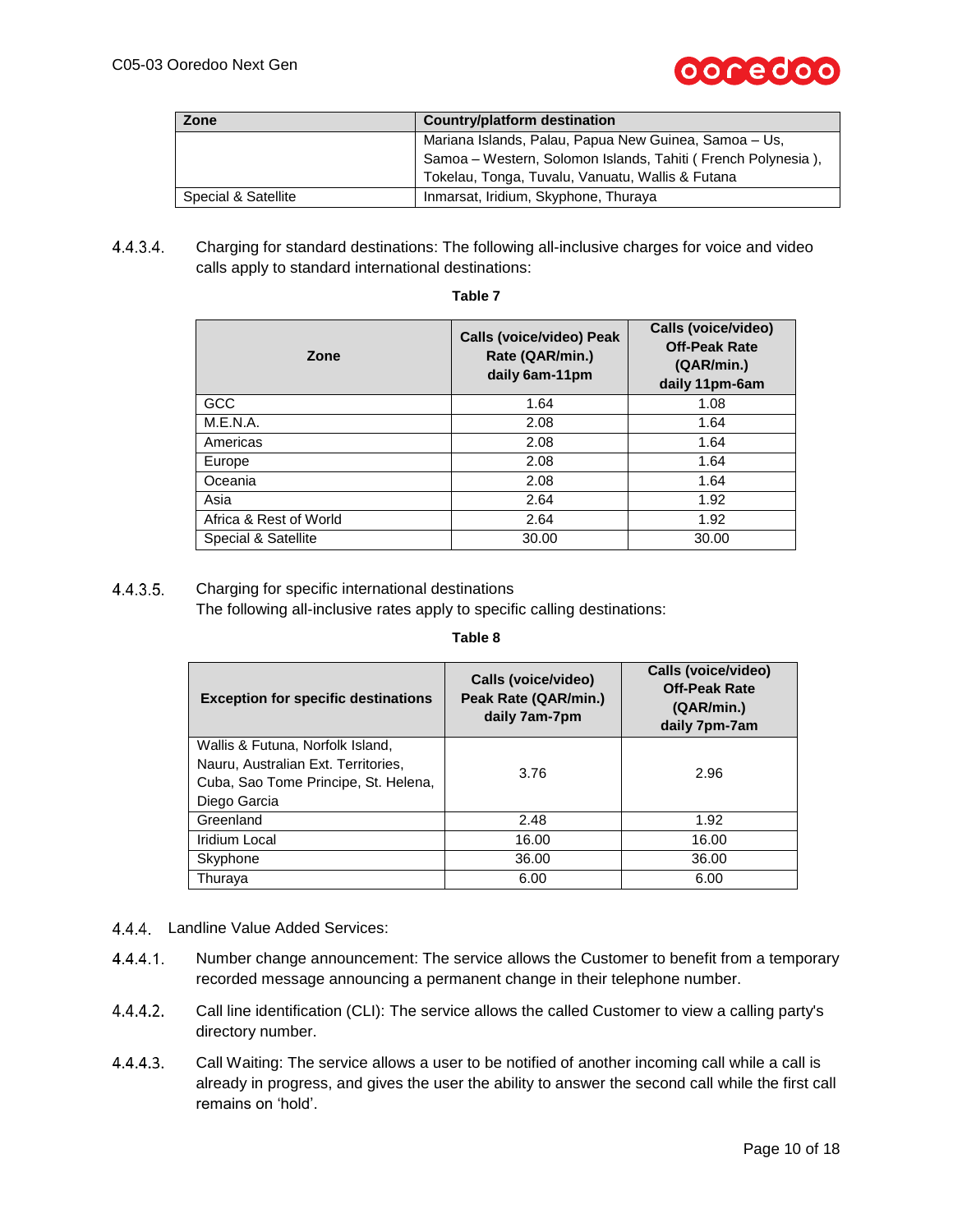| Zone | Country/platform destination |
|---|---|
| | Mariana Islands, Palau, Papua New Guinea, Samoa – Us, Samoa – Western, Solomon Islands, Tahiti ( French Polynesia ), Tokelau, Tonga, Tuvalu, Vanuatu, Wallis & Futana |
| Special & Satellite | Inmarsat, Iridium, Skyphone, Thuraya |

4.4.3.4. Charging for standard destinations: The following all-inclusive charges for voice and video calls apply to standard international destinations:

**Table 7**

| Zone | Calls (voice/video) Peak Rate (QAR/min.) daily 6am-11pm | Calls (voice/video) Off-Peak Rate (QAR/min.) daily 11pm-6am |
|---|---|---|
| GCC | 1.64 | 1.08 |
| M.E.N.A. | 2.08 | 1.64 |
| Americas | 2.08 | 1.64 |
| Europe | 2.08 | 1.64 |
| Oceania | 2.08 | 1.64 |
| Asia | 2.64 | 1.92 |
| Africa & Rest of World | 2.64 | 1.92 |
| Special & Satellite | 30.00 | 30.00 |

4.4.3.5. Charging for specific international destinations
The following all-inclusive rates apply to specific calling destinations:

**Table 8**

| Exception for specific destinations | Calls (voice/video) Peak Rate (QAR/min.) daily 7am-7pm | Calls (voice/video) Off-Peak Rate (QAR/min.) daily 7pm-7am |
|---|---|---|
| Wallis & Futuna, Norfolk Island, Nauru, Australian Ext. Territories, Cuba, Sao Tome Principe, St. Helena, Diego Garcia | 3.76 | 2.96 |
| Greenland | 2.48 | 1.92 |
| Iridium Local | 16.00 | 16.00 |
| Skyphone | 36.00 | 36.00 |
| Thuraya | 6.00 | 6.00 |

4.4.4. Landline Value Added Services:

4.4.4.1. Number change announcement: The service allows the Customer to benefit from a temporary recorded message announcing a permanent change in their telephone number.

4.4.4.2. Call line identification (CLI): The service allows the called Customer to view a calling party's directory number.

4.4.4.3. Call Waiting: The service allows a user to be notified of another incoming call while a call is already in progress, and gives the user the ability to answer the second call while the first call remains on 'hold'.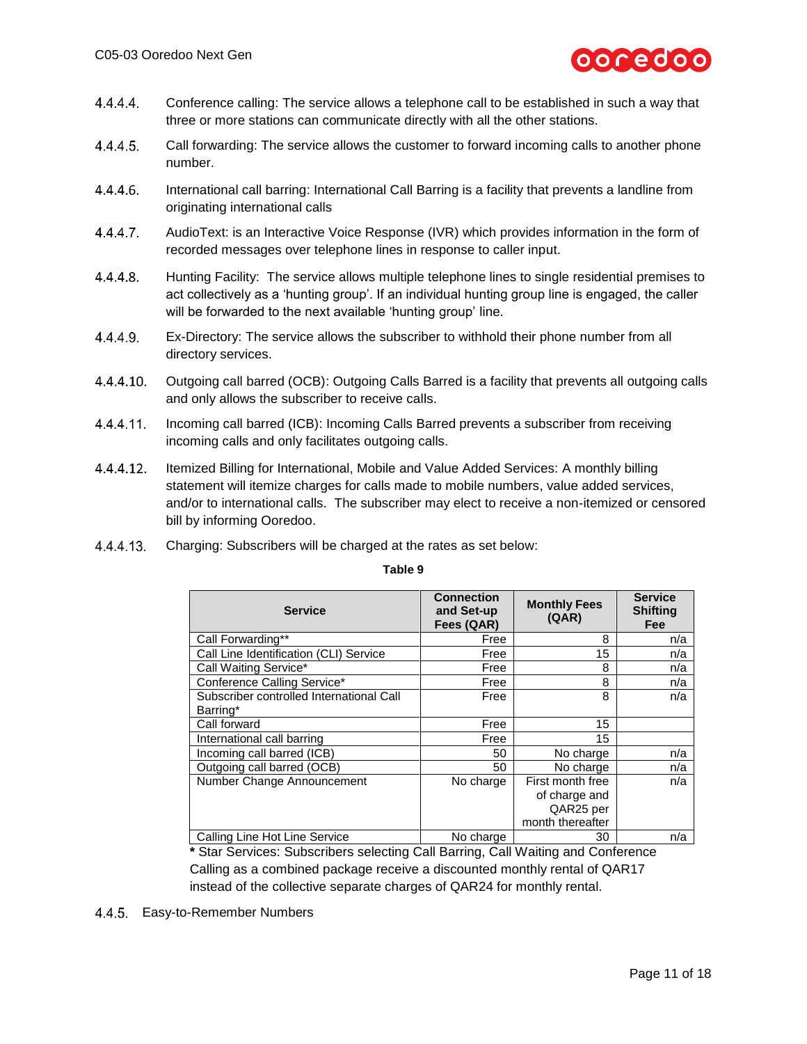4.4.4.4. Conference calling: The service allows a telephone call to be established in such a way that three or more stations can communicate directly with all the other stations.

4.4.4.5. Call forwarding: The service allows the customer to forward incoming calls to another phone number.

4.4.4.6. International call barring: International Call Barring is a facility that prevents a landline from originating international calls

4.4.4.7. AudioText: is an Interactive Voice Response (IVR) which provides information in the form of recorded messages over telephone lines in response to caller input.

4.4.4.8. Hunting Facility: The service allows multiple telephone lines to single residential premises to act collectively as a 'hunting group'. If an individual hunting group line is engaged, the caller will be forwarded to the next available 'hunting group' line.

4.4.4.9. Ex-Directory: The service allows the subscriber to withhold their phone number from all directory services.

4.4.4.10. Outgoing call barred (OCB): Outgoing Calls Barred is a facility that prevents all outgoing calls and only allows the subscriber to receive calls.

4.4.4.11. Incoming call barred (ICB): Incoming Calls Barred prevents a subscriber from receiving incoming calls and only facilitates outgoing calls.

4.4.4.12. Itemized Billing for International, Mobile and Value Added Services: A monthly billing statement will itemize charges for calls made to mobile numbers, value added services, and/or to international calls. The subscriber may elect to receive a non-itemized or censored bill by informing Ooredoo.

4.4.4.13. Charging: Subscribers will be charged at the rates as set below:

**Table 9**

| Service | Connection and Set-up Fees (QAR) | Monthly Fees (QAR) | Service Shifting Fee |
|---|---|---|---|
| Call Forwarding** | Free | 8 | n/a |
| Call Line Identification (CLI) Service | Free | 15 | n/a |
| Call Waiting Service* | Free | 8 | n/a |
| Conference Calling Service* | Free | 8 | n/a |
| Subscriber controlled International Call Barring* | Free | 8 | n/a |
| Call forward | Free | 15 | |
| International call barring | Free | 15 | |
| Incoming call barred (ICB) | 50 | No charge | n/a |
| Outgoing call barred (OCB) | 50 | No charge | n/a |
| Number Change Announcement | No charge | First month free of charge and QAR25 per month thereafter | n/a |
| Calling Line Hot Line Service | No charge | 30 | n/a |

**\*** Star Services: Subscribers selecting Call Barring, Call Waiting and Conference Calling as a combined package receive a discounted monthly rental of QAR17 instead of the collective separate charges of QAR24 for monthly rental.

4.4.5. Easy-to-Remember Numbers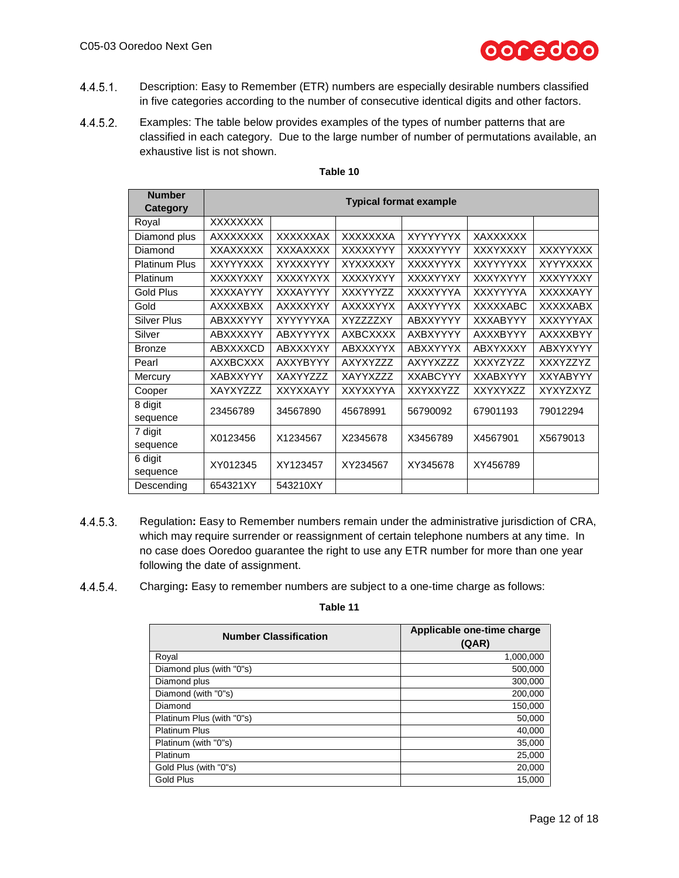4.4.5.1. Description: Easy to Remember (ETR) numbers are especially desirable numbers classified in five categories according to the number of consecutive identical digits and other factors.

4.4.5.2. Examples: The table below provides examples of the types of number patterns that are classified in each category. Due to the large number of number of permutations available, an exhaustive list is not shown.

**Table 10**

| Number Category | Typical format example | | | | | |
|---|---|---|---|---|---|---|
| Royal | XXXXXXXX | | | | | |
| Diamond plus | AXXXXXXX | XXXXXXAX | XXXXXXXA | XYYYYYYX | XAXXXXXX | |
| Diamond | XXAXXXXX | XXXAXXXX | XXXXXYYY | XXXXYYYY | XXXYXXXY | XXXYYXXX |
| Platinum Plus | XXYYYXXX | XYXXXYYY | XYXXXXXY | XXXXYYYX | XXYYYYXX | XYYYXXXX |
| Platinum | XXXXYXXY | XXXXYXYX | XXXXYXYY | XXXXYYXY | XXXYXYYY | XXXYYXXY |
| Gold Plus | XXXXAYYY | XXXAYYYY | XXXYYYZZ | XXXXYYYA | XXXYYYYA | XXXXXAYY |
| Gold | AXXXXBXX | AXXXXYXY | AXXXXYYX | AXXYYYYX | XXXXXABC | XXXXXABX |
| Silver Plus | ABXXXYYY | XYYYYYXA | XYZZZZXY | ABXXYYYY | XXXABYYY | XXXYYYAX |
| Silver | ABXXXXYY | ABXYYYYX | AXBCXXXX | AXBXYYYY | AXXXBYYY | AXXXXBYY |
| Bronze | ABXXXXCD | ABXXXYXY | ABXXXYYX | ABXXYYYX | ABXYXXXY | ABXYXYYY |
| Pearl | AXXBCXXX | AXXYBYYY | AXYXYZZZ | AXYYXZZZ | XXXYZYZZ | XXXYZZYZ |
| Mercury | XABXXYYY | XAXYYZZZ | XAYYXZZZ | XXABCYYY | XXABXYYY | XXYABYYY |
| Cooper | XAYXYZZZ | XXYXXAYY | XXYXXYYA | XXYXXYZZ | XXYXYXZZ | XYXYZXYZ |
| 8 digit sequence | 23456789 | 34567890 | 45678991 | 56790092 | 67901193 | 79012294 |
| 7 digit sequence | X0123456 | X1234567 | X2345678 | X3456789 | X4567901 | X5679013 |
| 6 digit sequence | XY012345 | XY123457 | XY234567 | XY345678 | XY456789 | |
| Descending | 654321XY | 543210XY | | | | |

4.4.5.3. Regulation**:** Easy to Remember numbers remain under the administrative jurisdiction of CRA, which may require surrender or reassignment of certain telephone numbers at any time. In no case does Ooredoo guarantee the right to use any ETR number for more than one year following the date of assignment.

4.4.5.4. Charging**:** Easy to remember numbers are subject to a one-time charge as follows:

**Table 11**

| Number Classification | Applicable one-time charge (QAR) |
|---|---|
| Royal | 1,000,000 |
| Diamond plus (with "0"s) | 500,000 |
| Diamond plus | 300,000 |
| Diamond (with "0"s) | 200,000 |
| Diamond | 150,000 |
| Platinum Plus (with "0"s) | 50,000 |
| Platinum Plus | 40,000 |
| Platinum (with "0"s) | 35,000 |
| Platinum | 25,000 |
| Gold Plus (with "0"s) | 20,000 |
| Gold Plus | 15,000 |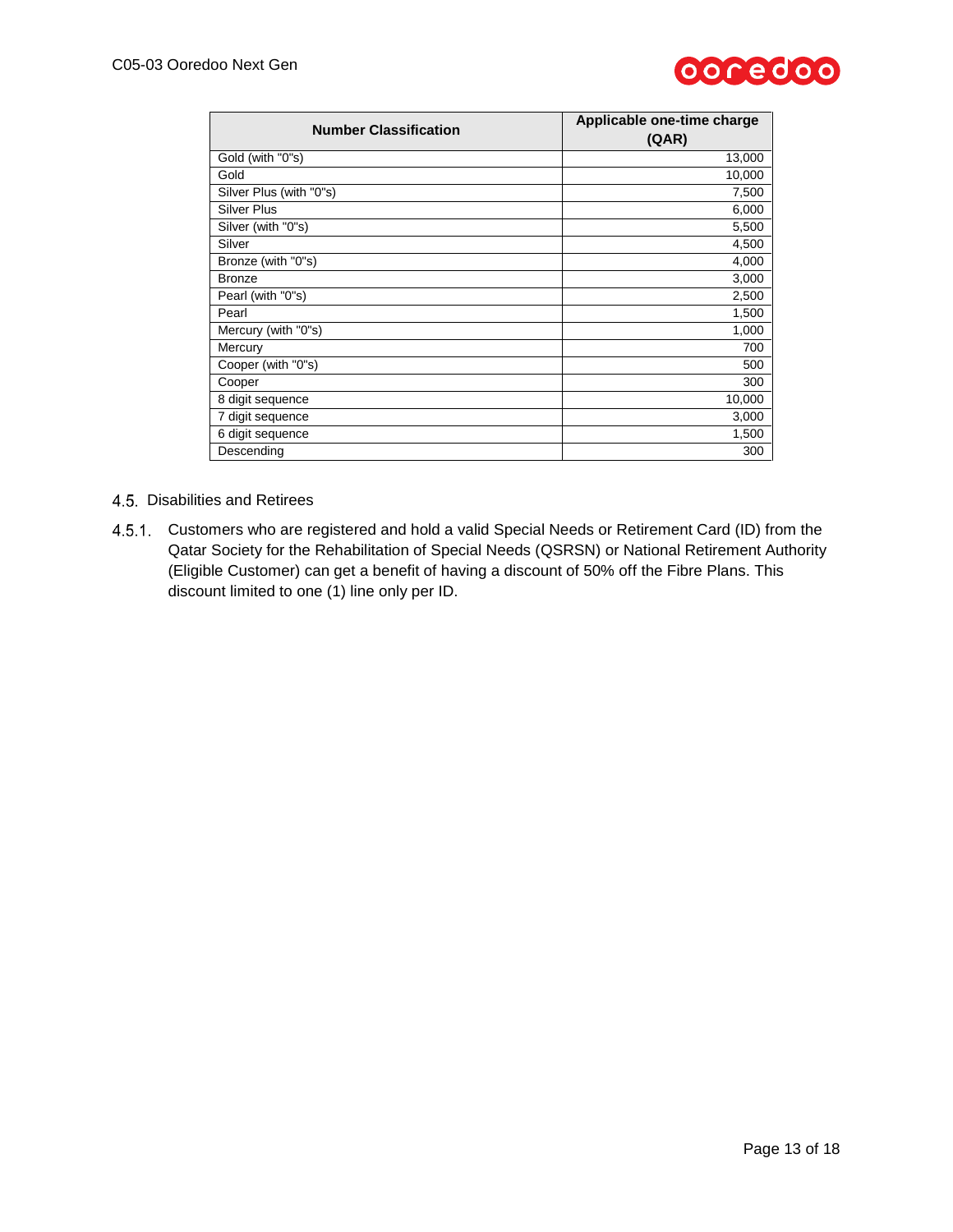| Number Classification | Applicable one-time charge (QAR) |
|---|---|
| Gold (with "0"s) | 13,000 |
| Gold | 10,000 |
| Silver Plus (with "0"s) | 7,500 |
| Silver Plus | 6,000 |
| Silver (with "0"s) | 5,500 |
| Silver | 4,500 |
| Bronze (with "0"s) | 4,000 |
| Bronze | 3,000 |
| Pearl (with "0"s) | 2,500 |
| Pearl | 1,500 |
| Mercury (with "0"s) | 1,000 |
| Mercury | 700 |
| Cooper (with "0"s) | 500 |
| Cooper | 300 |
| 8 digit sequence | 10,000 |
| 7 digit sequence | 3,000 |
| 6 digit sequence | 1,500 |
| Descending | 300 |

## 4.5. Disabilities and Retirees

4.5.1. Customers who are registered and hold a valid Special Needs or Retirement Card (ID) from the Qatar Society for the Rehabilitation of Special Needs (QSRSN) or National Retirement Authority (Eligible Customer) can get a benefit of having a discount of 50% off the Fibre Plans. This discount limited to one (1) line only per ID.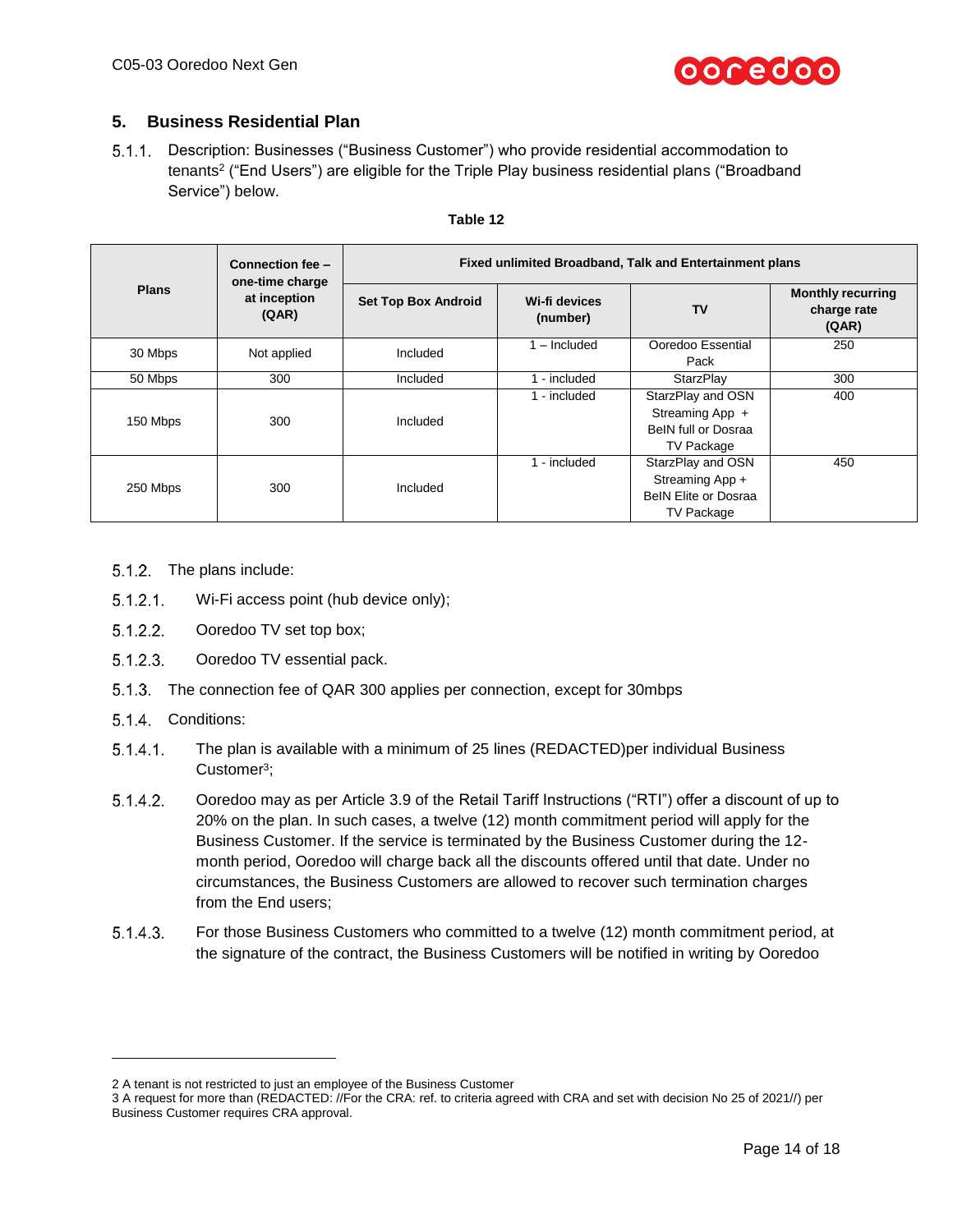## 5. Business Residential Plan

5.1.1. Description: Businesses (“Business Customer”) who provide residential accommodation to tenants[2] (“End Users”) are eligible for the Triple Play business residential plans (“Broadband Service”) below.

**Table 12**

| Plans | Connection fee – one-time charge at inception (QAR) | Fixed unlimited Broadband, Talk and Entertainment plans | | | |
|---|---|---|---|---|---|
| | | Set Top Box Android | Wi-fi devices (number) | TV | Monthly recurring charge rate (QAR) |
| 30 Mbps | Not applied | Included | 1 – Included | Ooredoo Essential Pack | 250 |
| 50 Mbps | 300 | Included | 1 - included | StarzPlay | 300 |
| 150 Mbps | 300 | Included | 1 - included | StarzPlay and OSN Streaming App + BeIN full or Dosraa TV Package | 400 |
| 250 Mbps | 300 | Included | 1 - included | StarzPlay and OSN Streaming App + BeIN Elite or Dosraa TV Package | 450 |

5.1.2. The plans include:

5.1.2.1. Wi-Fi access point (hub device only);

5.1.2.2. Ooredoo TV set top box;

5.1.2.3. Ooredoo TV essential pack.

5.1.3. The connection fee of QAR 300 applies per connection, except for 30mbps

5.1.4. Conditions:

5.1.4.1. The plan is available with a minimum of 25 lines (REDACTED)per individual Business Customer[3];

5.1.4.2. Ooredoo may as per Article 3.9 of the Retail Tariff Instructions (“RTI”) offer a discount of up to 20% on the plan. In such cases, a twelve (12) month commitment period will apply for the Business Customer. If the service is terminated by the Business Customer during the 12-month period, Ooredoo will charge back all the discounts offered until that date. Under no circumstances, the Business Customers are allowed to recover such termination charges from the End users;

5.1.4.3. For those Business Customers who committed to a twelve (12) month commitment period, at the signature of the contract, the Business Customers will be notified in writing by Ooredoo

---

2 A tenant is not restricted to just an employee of the Business Customer

3 A request for more than (REDACTED: //For the CRA: ref. to criteria agreed with CRA and set with decision No 25 of 2021//) per Business Customer requires CRA approval.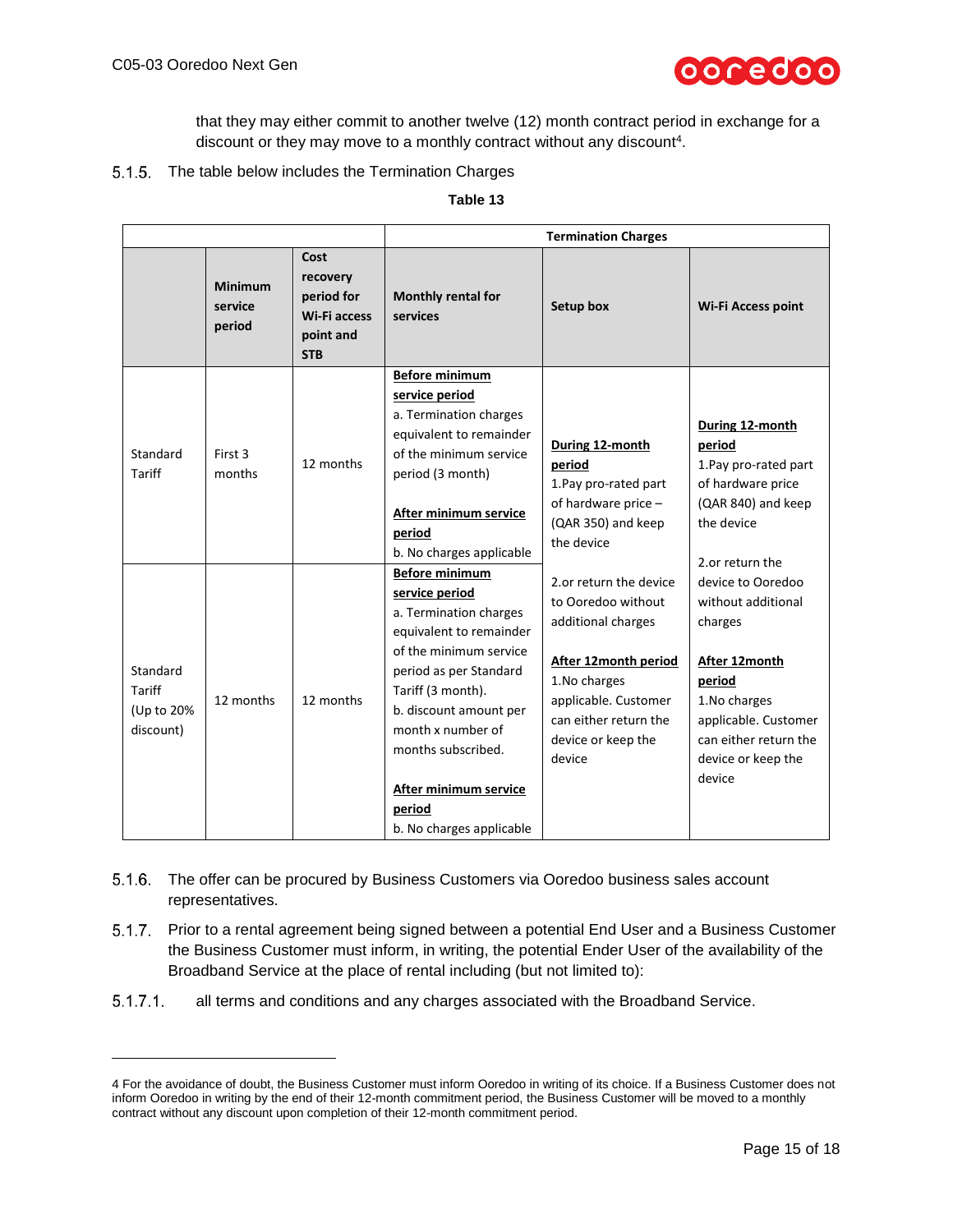that they may either commit to another twelve (12) month contract period in exchange for a discount or they may move to a monthly contract without any discount[4].

5.1.5. The table below includes the Termination Charges

**Table 13**

| | | | Termination Charges | | |
|---|---|---|---|---|---|
| | **Minimum service period** | **Cost recovery period for Wi-Fi access point and STB** | **Monthly rental for services** | **Setup box** | **Wi-Fi Access point** |
| Standard Tariff | First 3 months | 12 months | **<u>Before minimum service period</u>**<br>a. Termination charges equivalent to remainder of the minimum service period (3 month)<br><br>**<u>After minimum service period</u>**<br>b. No charges applicable | **<u>During 12-month period</u>**<br>1.Pay pro-rated part of hardware price – (QAR 350) and keep the device<br><br>2.or return the device to Ooredoo without additional charges<br><br>**<u>After 12month period</u>**<br>1.No charges applicable. Customer can either return the device or keep the device | **<u>During 12-month period</u>**<br>1.Pay pro-rated part of hardware price (QAR 840) and keep the device<br><br>2.or return the device to Ooredoo without additional charges<br><br>**<u>After 12month period</u>**<br>1.No charges applicable. Customer can either return the device or keep the device |
| Standard Tariff (Up to 20% discount) | 12 months | 12 months | **<u>Before minimum service period</u>**<br>a. Termination charges equivalent to remainder of the minimum service period as per Standard Tariff (3 month).<br>b. discount amount per month x number of months subscribed.<br><br>**<u>After minimum service period</u>**<br>b. No charges applicable | | |

5.1.6. The offer can be procured by Business Customers via Ooredoo business sales account representatives.

5.1.7. Prior to a rental agreement being signed between a potential End User and a Business Customer the Business Customer must inform, in writing, the potential Ender User of the availability of the Broadband Service at the place of rental including (but not limited to):

5.1.7.1. all terms and conditions and any charges associated with the Broadband Service.

---

4 For the avoidance of doubt, the Business Customer must inform Ooredoo in writing of its choice. If a Business Customer does not inform Ooredoo in writing by the end of their 12-month commitment period, the Business Customer will be moved to a monthly contract without any discount upon completion of their 12-month commitment period.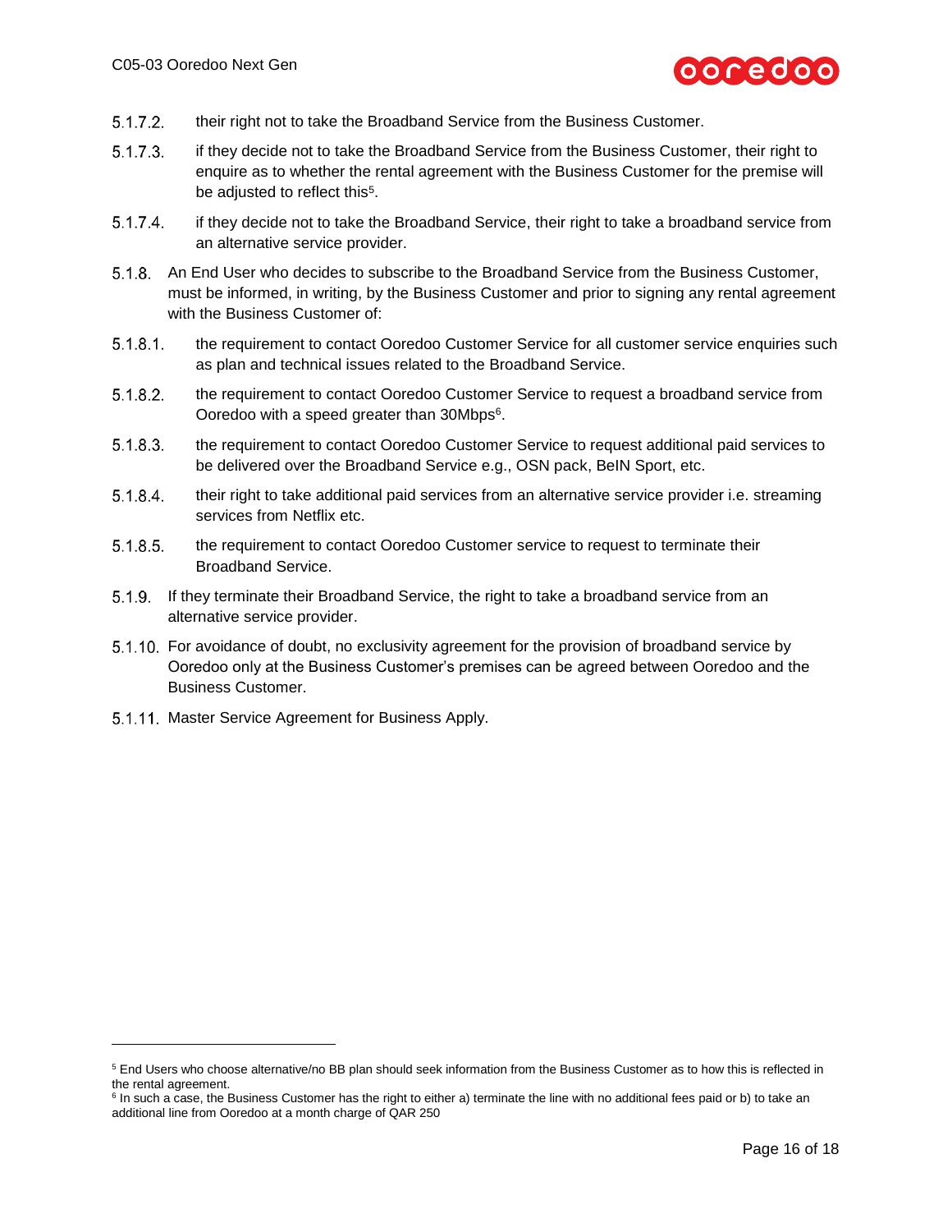5.1.7.2. their right not to take the Broadband Service from the Business Customer.

5.1.7.3. if they decide not to take the Broadband Service from the Business Customer, their right to enquire as to whether the rental agreement with the Business Customer for the premise will be adjusted to reflect this[5].

5.1.7.4. if they decide not to take the Broadband Service, their right to take a broadband service from an alternative service provider.

5.1.8. An End User who decides to subscribe to the Broadband Service from the Business Customer, must be informed, in writing, by the Business Customer and prior to signing any rental agreement with the Business Customer of:

5.1.8.1. the requirement to contact Ooredoo Customer Service for all customer service enquiries such as plan and technical issues related to the Broadband Service.

5.1.8.2. the requirement to contact Ooredoo Customer Service to request a broadband service from Ooredoo with a speed greater than 30Mbps[6].

5.1.8.3. the requirement to contact Ooredoo Customer Service to request additional paid services to be delivered over the Broadband Service e.g., OSN pack, BeIN Sport, etc.

5.1.8.4. their right to take additional paid services from an alternative service provider i.e. streaming services from Netflix etc.

5.1.8.5. the requirement to contact Ooredoo Customer service to request to terminate their Broadband Service.

5.1.9. If they terminate their Broadband Service, the right to take a broadband service from an alternative service provider.

5.1.10. For avoidance of doubt, no exclusivity agreement for the provision of broadband service by Ooredoo only at the Business Customer's premises can be agreed between Ooredoo and the Business Customer.

5.1.11. Master Service Agreement for Business Apply.

---

[5] End Users who choose alternative/no BB plan should seek information from the Business Customer as to how this is reflected in the rental agreement.

[6] In such a case, the Business Customer has the right to either a) terminate the line with no additional fees paid or b) to take an additional line from Ooredoo at a month charge of QAR 250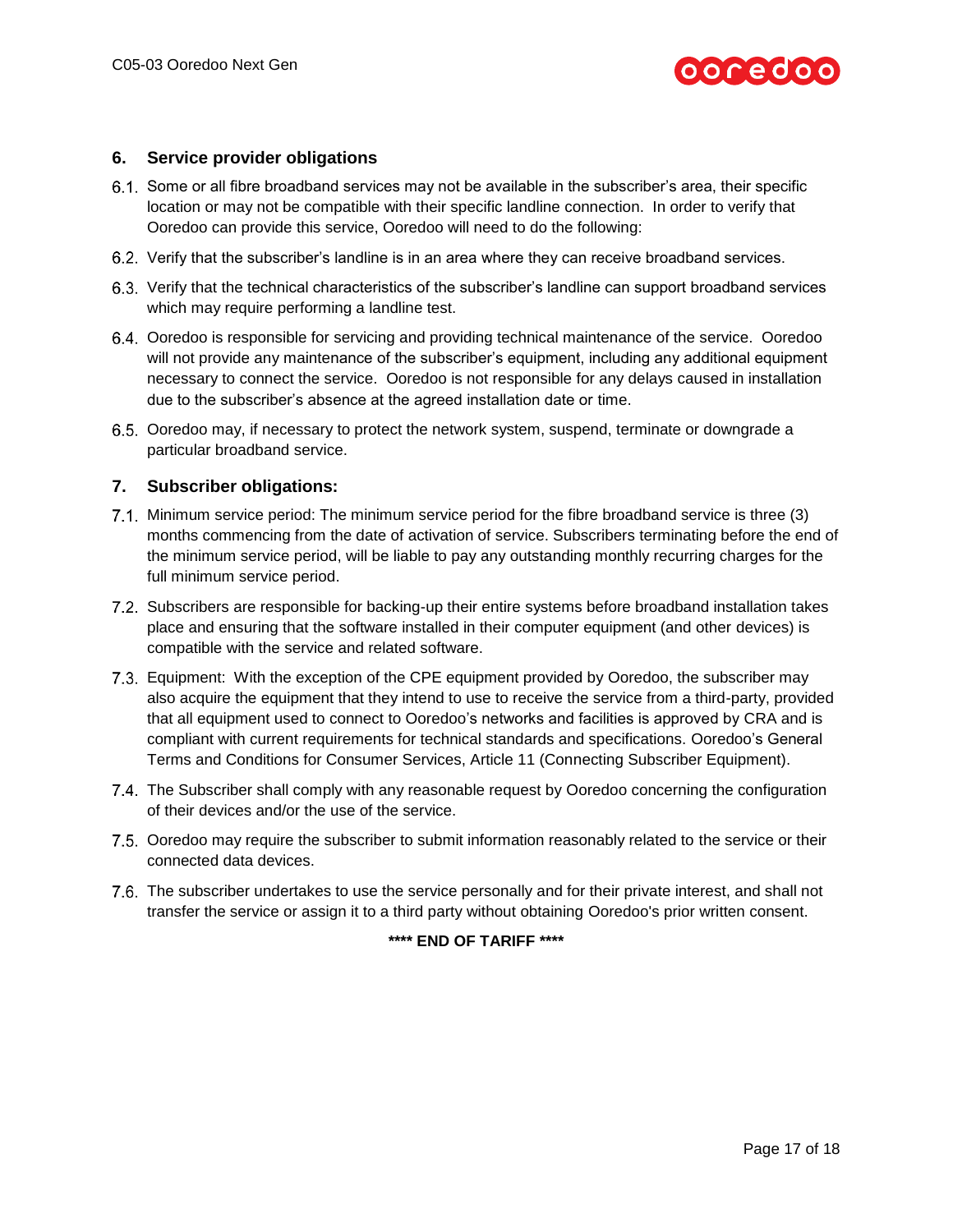## 6. Service provider obligations

6.1. Some or all fibre broadband services may not be available in the subscriber's area, their specific location or may not be compatible with their specific landline connection. In order to verify that Ooredoo can provide this service, Ooredoo will need to do the following:

6.2. Verify that the subscriber's landline is in an area where they can receive broadband services.

6.3. Verify that the technical characteristics of the subscriber's landline can support broadband services which may require performing a landline test.

6.4. Ooredoo is responsible for servicing and providing technical maintenance of the service. Ooredoo will not provide any maintenance of the subscriber's equipment, including any additional equipment necessary to connect the service. Ooredoo is not responsible for any delays caused in installation due to the subscriber's absence at the agreed installation date or time.

6.5. Ooredoo may, if necessary to protect the network system, suspend, terminate or downgrade a particular broadband service.

## 7. Subscriber obligations:

7.1. Minimum service period: The minimum service period for the fibre broadband service is three (3) months commencing from the date of activation of service. Subscribers terminating before the end of the minimum service period, will be liable to pay any outstanding monthly recurring charges for the full minimum service period.

7.2. Subscribers are responsible for backing-up their entire systems before broadband installation takes place and ensuring that the software installed in their computer equipment (and other devices) is compatible with the service and related software.

7.3. Equipment: With the exception of the CPE equipment provided by Ooredoo, the subscriber may also acquire the equipment that they intend to use to receive the service from a third-party, provided that all equipment used to connect to Ooredoo's networks and facilities is approved by CRA and is compliant with current requirements for technical standards and specifications. Ooredoo's General Terms and Conditions for Consumer Services, Article 11 (Connecting Subscriber Equipment).

7.4. The Subscriber shall comply with any reasonable request by Ooredoo concerning the configuration of their devices and/or the use of the service.

7.5. Ooredoo may require the subscriber to submit information reasonably related to the service or their connected data devices.

7.6. The subscriber undertakes to use the service personally and for their private interest, and shall not transfer the service or assign it to a third party without obtaining Ooredoo's prior written consent.

**\*\*\*\* END OF TARIFF \*\*\*\***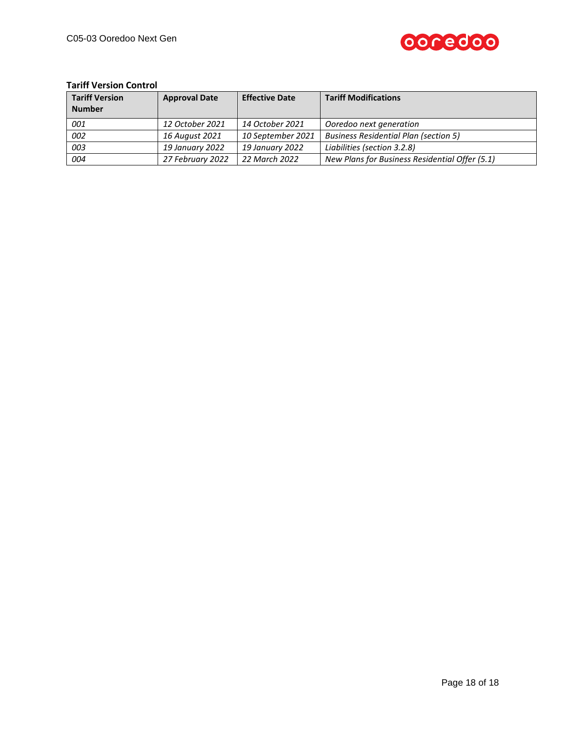**Tariff Version Control**

| Tariff Version Number | Approval Date | Effective Date | Tariff Modifications |
| --- | --- | --- | --- |
| *001* | *12 October 2021* | *14 October 2021* | *Ooredoo next generation* |
| *002* | *16 August 2021* | *10 September 2021* | *Business Residential Plan (section 5)* |
| *003* | *19 January 2022* | *19 January 2022* | *Liabilities (section 3.2.8)* |
| *004* | *27 February 2022* | *22 March 2022* | *New Plans for Business Residential Offer (5.1)* |